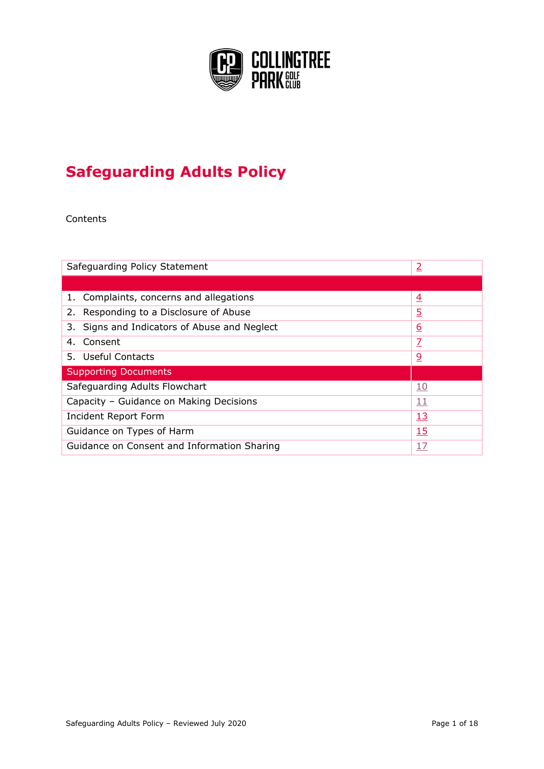COLLINGTREE PARK GOLF CLUB

# Safeguarding Adults Policy

Contents

| Safeguarding Policy Statement | 2 |
|---|---|
| | |
| 1. Complaints, concerns and allegations | 4 |
| 2. Responding to a Disclosure of Abuse | 5 |
| 3. Signs and Indicators of Abuse and Neglect | 6 |
| 4. Consent | 7 |
| 5. Useful Contacts | 9 |
| Supporting Documents | |
| Safeguarding Adults Flowchart | 10 |
| Capacity – Guidance on Making Decisions | 11 |
| Incident Report Form | 13 |
| Guidance on Types of Harm | 15 |
| Guidance on Consent and Information Sharing | 17 |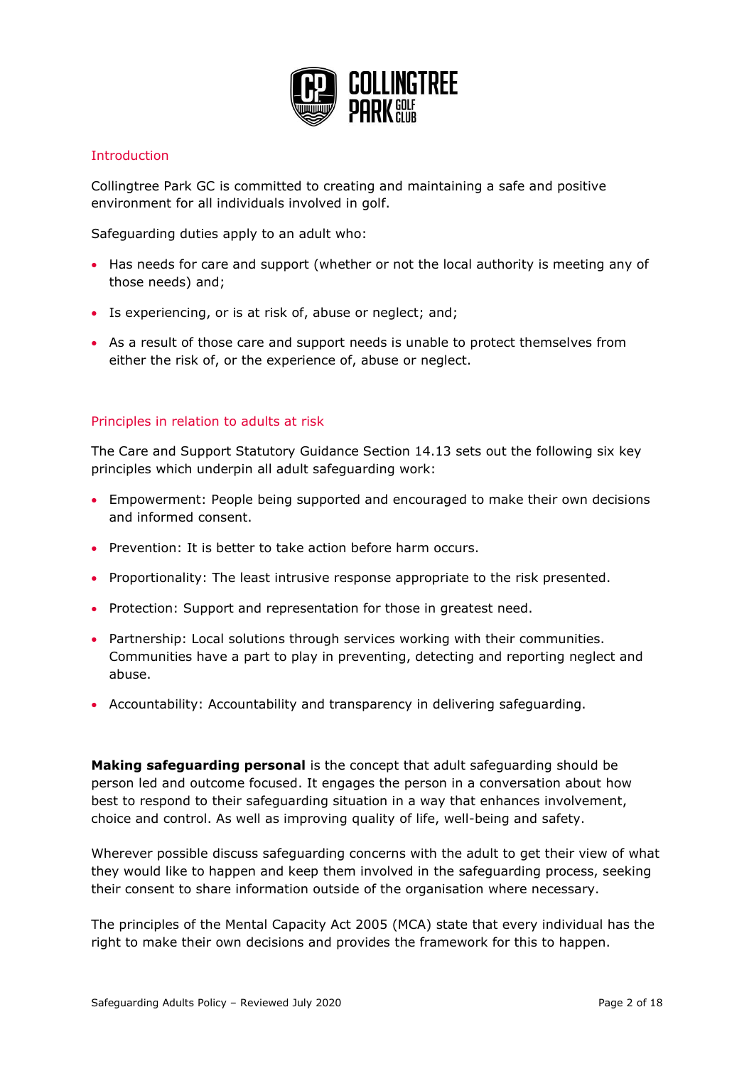## Introduction

Collingtree Park GC is committed to creating and maintaining a safe and positive environment for all individuals involved in golf.

Safeguarding duties apply to an adult who:

- Has needs for care and support (whether or not the local authority is meeting any of those needs) and;
- Is experiencing, or is at risk of, abuse or neglect; and;
- As a result of those care and support needs is unable to protect themselves from either the risk of, or the experience of, abuse or neglect.

## Principles in relation to adults at risk

The Care and Support Statutory Guidance Section 14.13 sets out the following six key principles which underpin all adult safeguarding work:

- Empowerment: People being supported and encouraged to make their own decisions and informed consent.
- Prevention: It is better to take action before harm occurs.
- Proportionality: The least intrusive response appropriate to the risk presented.
- Protection: Support and representation for those in greatest need.
- Partnership: Local solutions through services working with their communities. Communities have a part to play in preventing, detecting and reporting neglect and abuse.
- Accountability: Accountability and transparency in delivering safeguarding.

**Making safeguarding personal** is the concept that adult safeguarding should be person led and outcome focused. It engages the person in a conversation about how best to respond to their safeguarding situation in a way that enhances involvement, choice and control. As well as improving quality of life, well-being and safety.

Wherever possible discuss safeguarding concerns with the adult to get their view of what they would like to happen and keep them involved in the safeguarding process, seeking their consent to share information outside of the organisation where necessary.

The principles of the Mental Capacity Act 2005 (MCA) state that every individual has the right to make their own decisions and provides the framework for this to happen.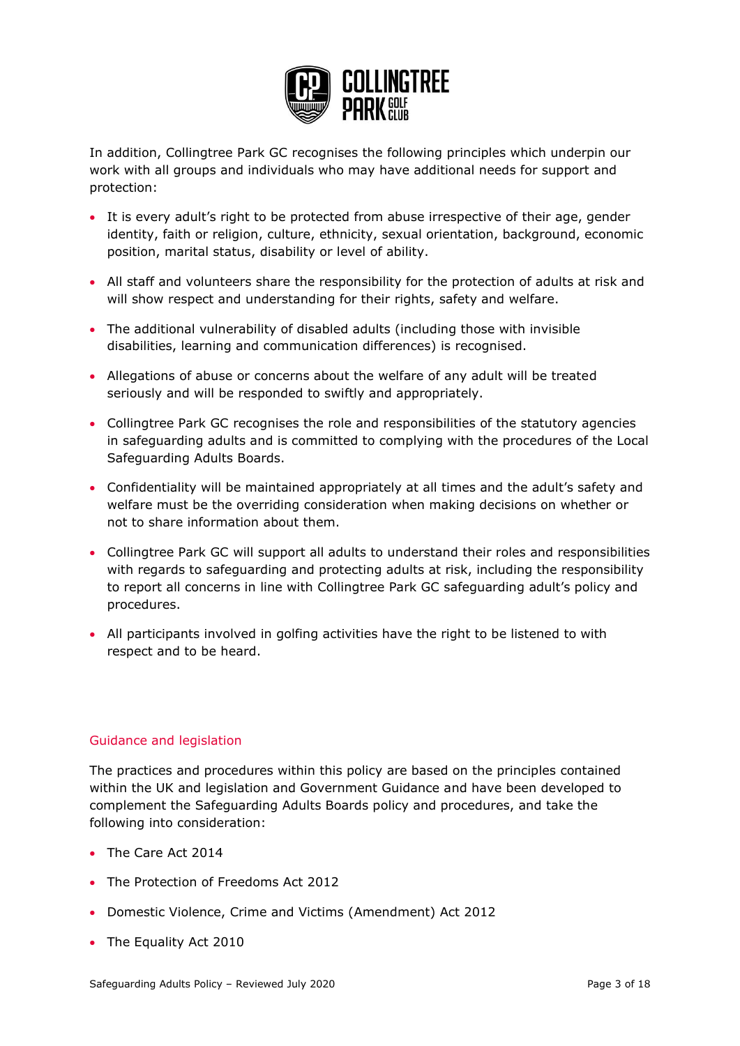In addition, Collingtree Park GC recognises the following principles which underpin our work with all groups and individuals who may have additional needs for support and protection:

- It is every adult's right to be protected from abuse irrespective of their age, gender identity, faith or religion, culture, ethnicity, sexual orientation, background, economic position, marital status, disability or level of ability.
- All staff and volunteers share the responsibility for the protection of adults at risk and will show respect and understanding for their rights, safety and welfare.
- The additional vulnerability of disabled adults (including those with invisible disabilities, learning and communication differences) is recognised.
- Allegations of abuse or concerns about the welfare of any adult will be treated seriously and will be responded to swiftly and appropriately.
- Collingtree Park GC recognises the role and responsibilities of the statutory agencies in safeguarding adults and is committed to complying with the procedures of the Local Safeguarding Adults Boards.
- Confidentiality will be maintained appropriately at all times and the adult's safety and welfare must be the overriding consideration when making decisions on whether or not to share information about them.
- Collingtree Park GC will support all adults to understand their roles and responsibilities with regards to safeguarding and protecting adults at risk, including the responsibility to report all concerns in line with Collingtree Park GC safeguarding adult's policy and procedures.
- All participants involved in golfing activities have the right to be listened to with respect and to be heard.

## Guidance and legislation

The practices and procedures within this policy are based on the principles contained within the UK and legislation and Government Guidance and have been developed to complement the Safeguarding Adults Boards policy and procedures, and take the following into consideration:

- The Care Act 2014
- The Protection of Freedoms Act 2012
- Domestic Violence, Crime and Victims (Amendment) Act 2012
- The Equality Act 2010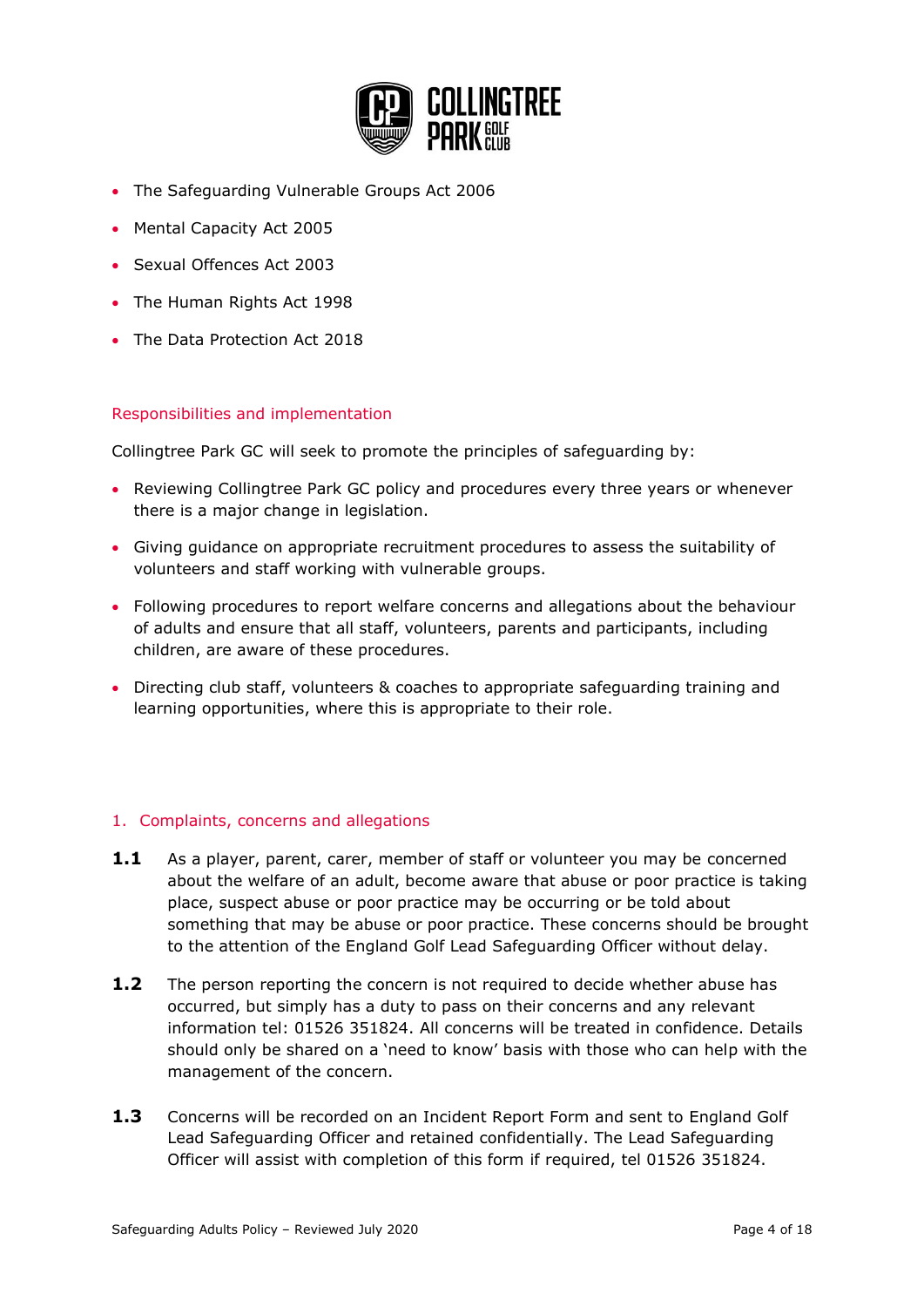- The Safeguarding Vulnerable Groups Act 2006
- Mental Capacity Act 2005
- Sexual Offences Act 2003
- The Human Rights Act 1998
- The Data Protection Act 2018

## Responsibilities and implementation

Collingtree Park GC will seek to promote the principles of safeguarding by:

- Reviewing Collingtree Park GC policy and procedures every three years or whenever there is a major change in legislation.
- Giving guidance on appropriate recruitment procedures to assess the suitability of volunteers and staff working with vulnerable groups.
- Following procedures to report welfare concerns and allegations about the behaviour of adults and ensure that all staff, volunteers, parents and participants, including children, are aware of these procedures.
- Directing club staff, volunteers & coaches to appropriate safeguarding training and learning opportunities, where this is appropriate to their role.

## 1. Complaints, concerns and allegations

**1.1** As a player, parent, carer, member of staff or volunteer you may be concerned about the welfare of an adult, become aware that abuse or poor practice is taking place, suspect abuse or poor practice may be occurring or be told about something that may be abuse or poor practice. These concerns should be brought to the attention of the England Golf Lead Safeguarding Officer without delay.

**1.2** The person reporting the concern is not required to decide whether abuse has occurred, but simply has a duty to pass on their concerns and any relevant information tel: 01526 351824. All concerns will be treated in confidence. Details should only be shared on a 'need to know' basis with those who can help with the management of the concern.

**1.3** Concerns will be recorded on an Incident Report Form and sent to England Golf Lead Safeguarding Officer and retained confidentially. The Lead Safeguarding Officer will assist with completion of this form if required, tel 01526 351824.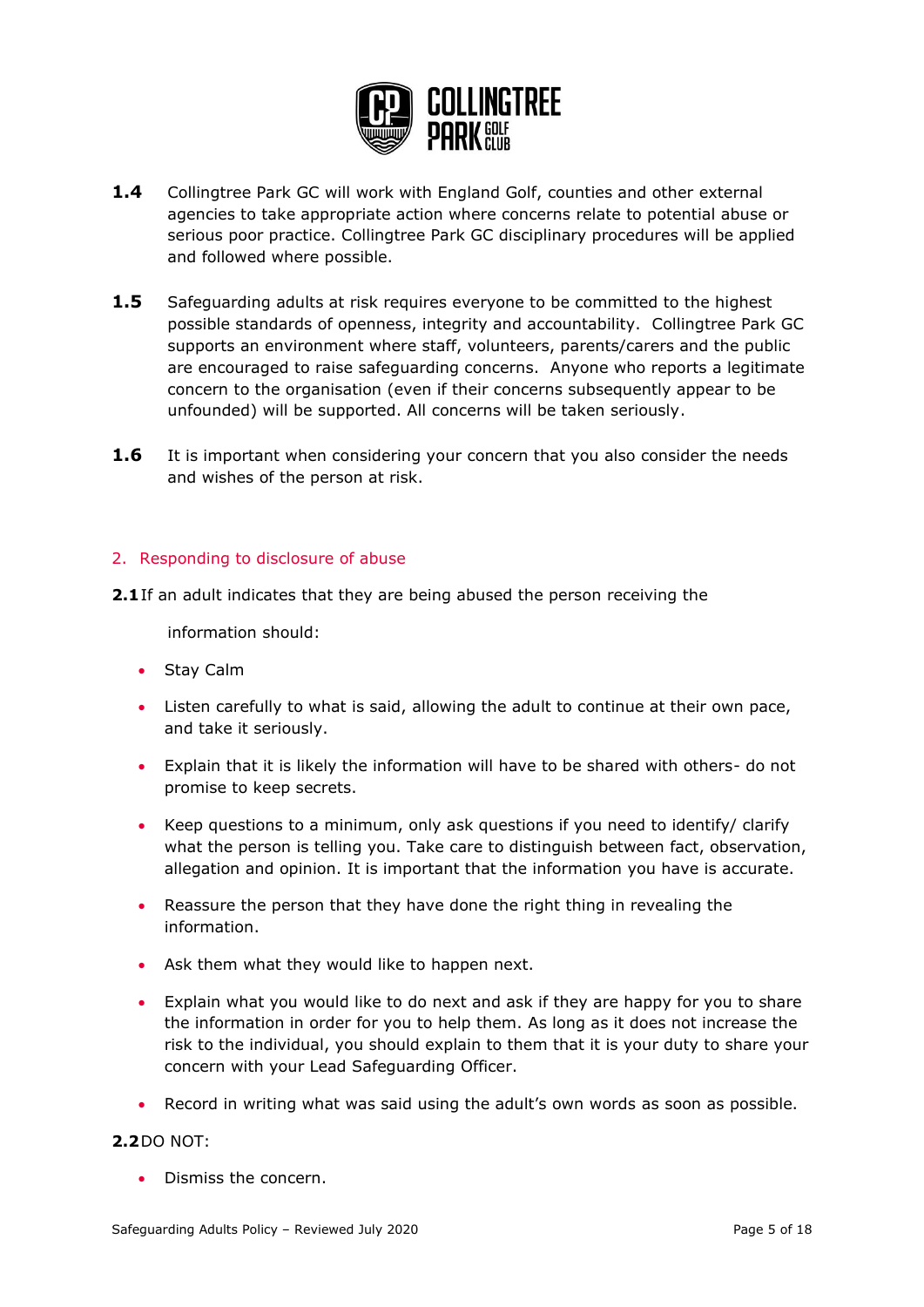**1.4** Collingtree Park GC will work with England Golf, counties and other external agencies to take appropriate action where concerns relate to potential abuse or serious poor practice. Collingtree Park GC disciplinary procedures will be applied and followed where possible.

**1.5** Safeguarding adults at risk requires everyone to be committed to the highest possible standards of openness, integrity and accountability. Collingtree Park GC supports an environment where staff, volunteers, parents/carers and the public are encouraged to raise safeguarding concerns. Anyone who reports a legitimate concern to the organisation (even if their concerns subsequently appear to be unfounded) will be supported. All concerns will be taken seriously.

**1.6** It is important when considering your concern that you also consider the needs and wishes of the person at risk.

## 2. Responding to disclosure of abuse

**2.1** If an adult indicates that they are being abused the person receiving the information should:

- Stay Calm
- Listen carefully to what is said, allowing the adult to continue at their own pace, and take it seriously.
- Explain that it is likely the information will have to be shared with others- do not promise to keep secrets.
- Keep questions to a minimum, only ask questions if you need to identify/ clarify what the person is telling you. Take care to distinguish between fact, observation, allegation and opinion. It is important that the information you have is accurate.
- Reassure the person that they have done the right thing in revealing the information.
- Ask them what they would like to happen next.
- Explain what you would like to do next and ask if they are happy for you to share the information in order for you to help them. As long as it does not increase the risk to the individual, you should explain to them that it is your duty to share your concern with your Lead Safeguarding Officer.
- Record in writing what was said using the adult's own words as soon as possible.

**2.2** DO NOT:

- Dismiss the concern.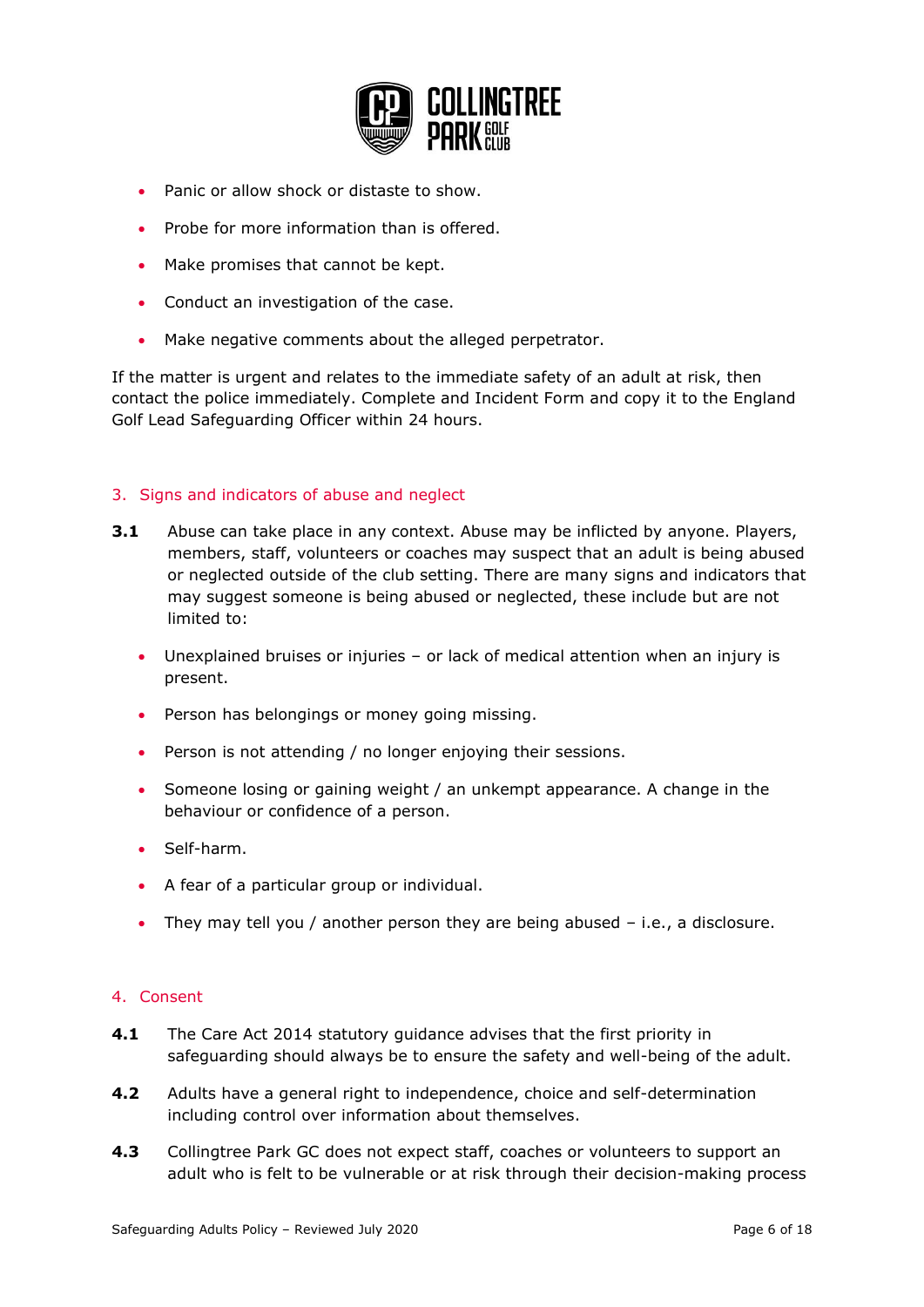- Panic or allow shock or distaste to show.
- Probe for more information than is offered.
- Make promises that cannot be kept.
- Conduct an investigation of the case.
- Make negative comments about the alleged perpetrator.

If the matter is urgent and relates to the immediate safety of an adult at risk, then contact the police immediately. Complete and Incident Form and copy it to the England Golf Lead Safeguarding Officer within 24 hours.

## 3. Signs and indicators of abuse and neglect

**3.1** Abuse can take place in any context. Abuse may be inflicted by anyone. Players, members, staff, volunteers or coaches may suspect that an adult is being abused or neglected outside of the club setting. There are many signs and indicators that may suggest someone is being abused or neglected, these include but are not limited to:

- Unexplained bruises or injuries – or lack of medical attention when an injury is present.
- Person has belongings or money going missing.
- Person is not attending / no longer enjoying their sessions.
- Someone losing or gaining weight / an unkempt appearance. A change in the behaviour or confidence of a person.
- Self-harm.
- A fear of a particular group or individual.
- They may tell you / another person they are being abused – i.e., a disclosure.

## 4. Consent

**4.1** The Care Act 2014 statutory guidance advises that the first priority in safeguarding should always be to ensure the safety and well-being of the adult.

**4.2** Adults have a general right to independence, choice and self-determination including control over information about themselves.

**4.3** Collingtree Park GC does not expect staff, coaches or volunteers to support an adult who is felt to be vulnerable or at risk through their decision-making process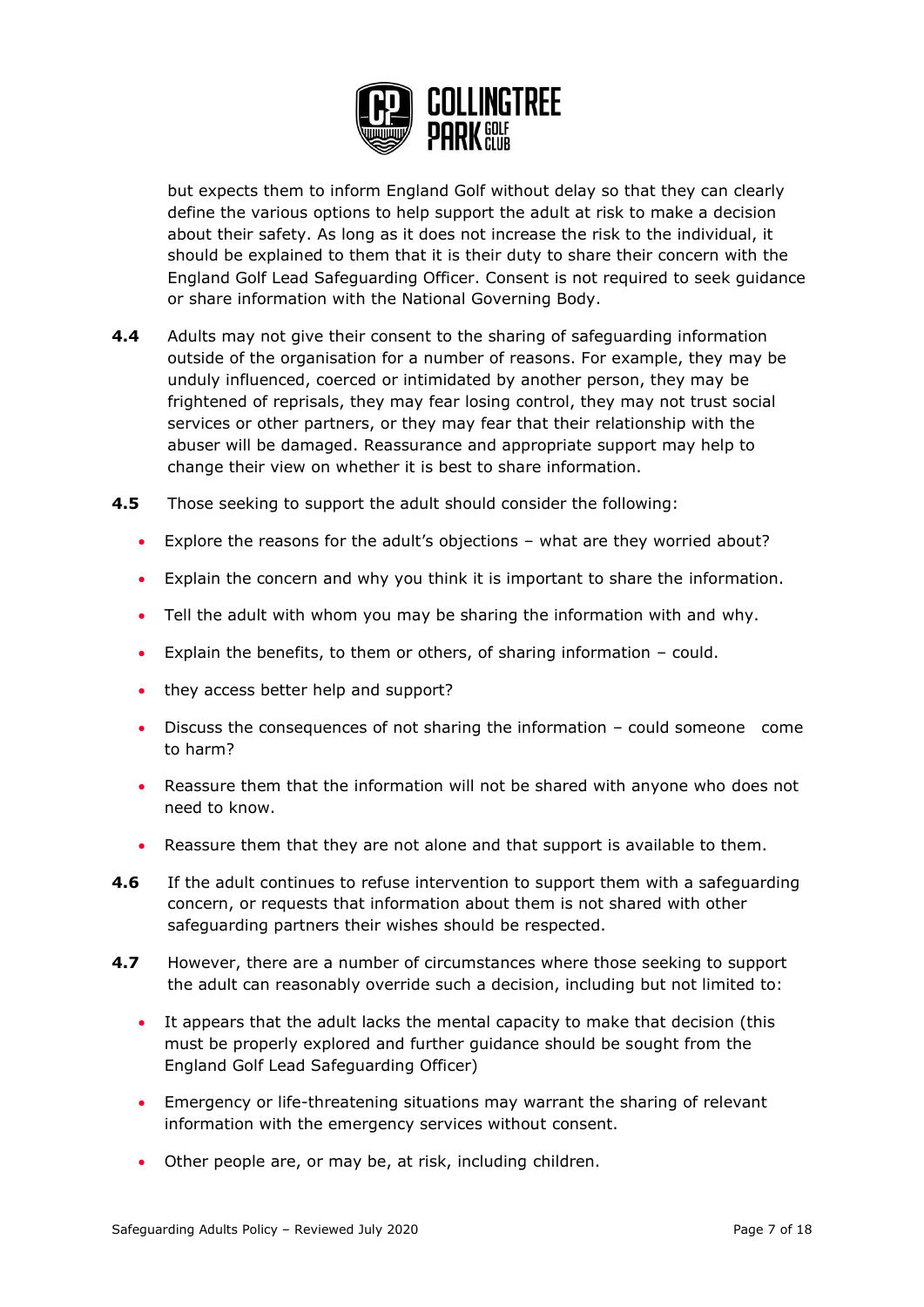but expects them to inform England Golf without delay so that they can clearly define the various options to help support the adult at risk to make a decision about their safety. As long as it does not increase the risk to the individual, it should be explained to them that it is their duty to share their concern with the England Golf Lead Safeguarding Officer. Consent is not required to seek guidance or share information with the National Governing Body.

**4.4** Adults may not give their consent to the sharing of safeguarding information outside of the organisation for a number of reasons. For example, they may be unduly influenced, coerced or intimidated by another person, they may be frightened of reprisals, they may fear losing control, they may not trust social services or other partners, or they may fear that their relationship with the abuser will be damaged. Reassurance and appropriate support may help to change their view on whether it is best to share information.

**4.5** Those seeking to support the adult should consider the following:

- Explore the reasons for the adult's objections – what are they worried about?
- Explain the concern and why you think it is important to share the information.
- Tell the adult with whom you may be sharing the information with and why.
- Explain the benefits, to them or others, of sharing information – could.
- they access better help and support?
- Discuss the consequences of not sharing the information – could someone come to harm?
- Reassure them that the information will not be shared with anyone who does not need to know.
- Reassure them that they are not alone and that support is available to them.

**4.6** If the adult continues to refuse intervention to support them with a safeguarding concern, or requests that information about them is not shared with other safeguarding partners their wishes should be respected.

**4.7** However, there are a number of circumstances where those seeking to support the adult can reasonably override such a decision, including but not limited to:

- It appears that the adult lacks the mental capacity to make that decision (this must be properly explored and further guidance should be sought from the England Golf Lead Safeguarding Officer)
- Emergency or life-threatening situations may warrant the sharing of relevant information with the emergency services without consent.
- Other people are, or may be, at risk, including children.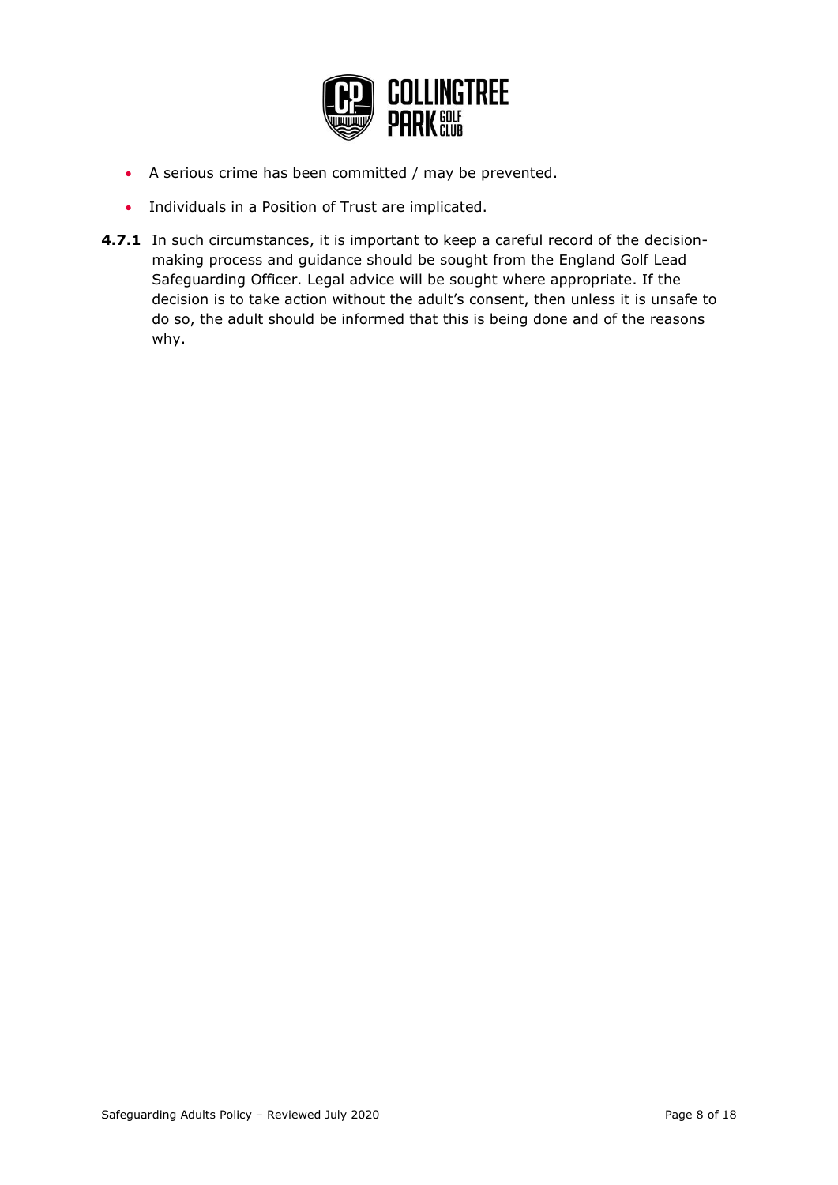- A serious crime has been committed / may be prevented.
- Individuals in a Position of Trust are implicated.

**4.7.1** In such circumstances, it is important to keep a careful record of the decision-making process and guidance should be sought from the England Golf Lead Safeguarding Officer. Legal advice will be sought where appropriate. If the decision is to take action without the adult's consent, then unless it is unsafe to do so, the adult should be informed that this is being done and of the reasons why.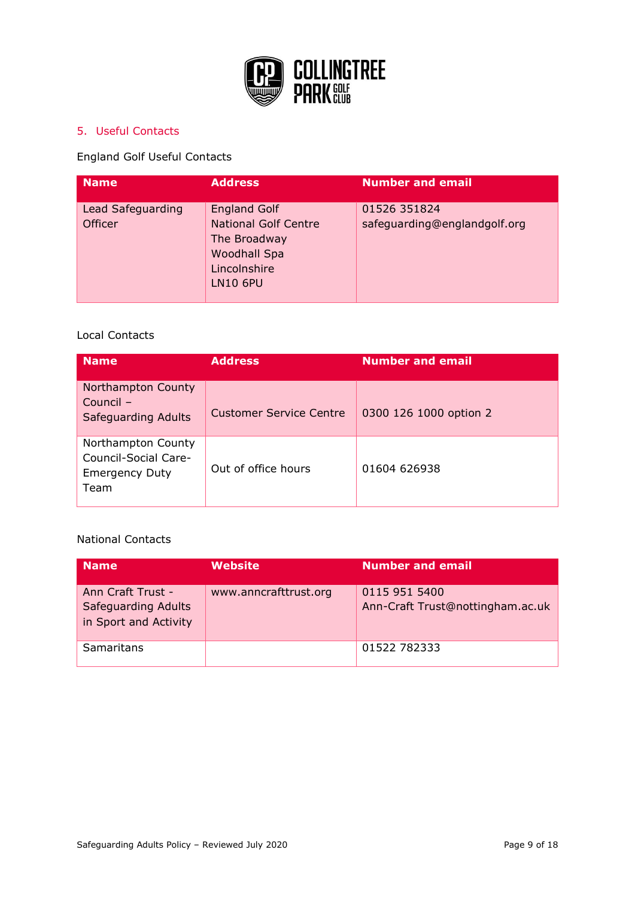## 5. Useful Contacts

England Golf Useful Contacts

| Name | Address | Number and email |
| --- | --- | --- |
| Lead Safeguarding Officer | England Golf<br>National Golf Centre<br>The Broadway<br>Woodhall Spa<br>Lincolnshire<br>LN10 6PU | 01526 351824<br>safeguarding@englandgolf.org |

Local Contacts

| Name | Address | Number and email |
| --- | --- | --- |
| Northampton County Council – Safeguarding Adults | Customer Service Centre | 0300 126 1000 option 2 |
| Northampton County Council-Social Care-Emergency Duty Team | Out of office hours | 01604 626938 |

National Contacts

| Name | Website | Number and email |
| --- | --- | --- |
| Ann Craft Trust - Safeguarding Adults in Sport and Activity | www.anncrafttrust.org | 0115 951 5400<br>Ann-Craft Trust@nottingham.ac.uk |
| Samaritans | | 01522 782333 |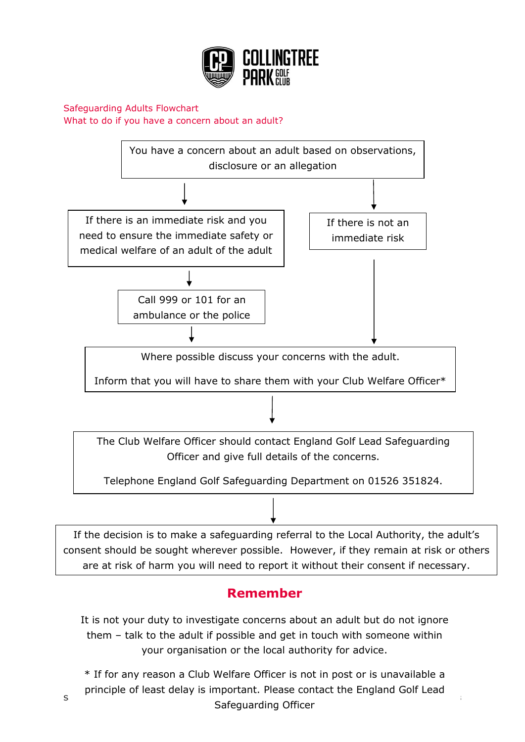COLLINGTREE PARK GOLF CLUB

Safeguarding Adults Flowchart
What to do if you have a concern about an adult?

You have a concern about an adult based on observations, disclosure or an allegation

↓

If there is an immediate risk and you need to ensure the immediate safety or medical welfare of an adult of the adult

↓

Call 999 or 101 for an ambulance or the police

↓

If there is not an immediate risk

↓

Where possible discuss your concerns with the adult.

Inform that you will have to share them with your Club Welfare Officer*

↓

The Club Welfare Officer should contact England Golf Lead Safeguarding Officer and give full details of the concerns.

Telephone England Golf Safeguarding Department on 01526 351824.

↓

If the decision is to make a safeguarding referral to the Local Authority, the adult's consent should be sought wherever possible. However, if they remain at risk or others are at risk of harm you will need to report it without their consent if necessary.

## Remember

It is not your duty to investigate concerns about an adult but do not ignore them – talk to the adult if possible and get in touch with someone within your organisation or the local authority for advice.

* If for any reason a Club Welfare Officer is not in post or is unavailable a principle of least delay is important. Please contact the England Golf Lead Safeguarding Officer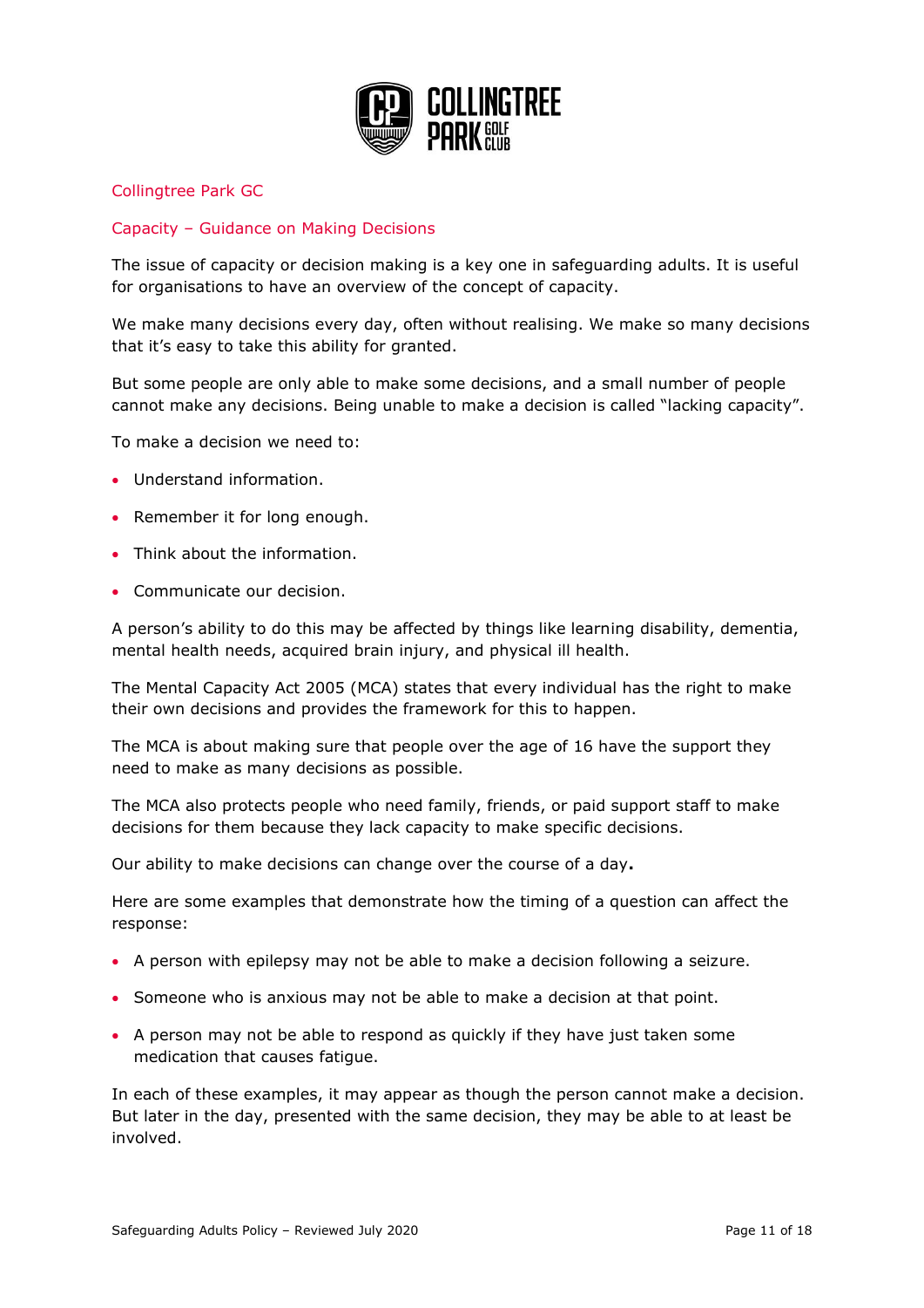## Collingtree Park GC

### Capacity – Guidance on Making Decisions

The issue of capacity or decision making is a key one in safeguarding adults. It is useful for organisations to have an overview of the concept of capacity.

We make many decisions every day, often without realising. We make so many decisions that it's easy to take this ability for granted.

But some people are only able to make some decisions, and a small number of people cannot make any decisions. Being unable to make a decision is called "lacking capacity".

To make a decision we need to:

- Understand information.
- Remember it for long enough.
- Think about the information.
- Communicate our decision.

A person's ability to do this may be affected by things like learning disability, dementia, mental health needs, acquired brain injury, and physical ill health.

The Mental Capacity Act 2005 (MCA) states that every individual has the right to make their own decisions and provides the framework for this to happen.

The MCA is about making sure that people over the age of 16 have the support they need to make as many decisions as possible.

The MCA also protects people who need family, friends, or paid support staff to make decisions for them because they lack capacity to make specific decisions.

Our ability to make decisions can change over the course of a day**.**

Here are some examples that demonstrate how the timing of a question can affect the response:

- A person with epilepsy may not be able to make a decision following a seizure.
- Someone who is anxious may not be able to make a decision at that point.
- A person may not be able to respond as quickly if they have just taken some medication that causes fatigue.

In each of these examples, it may appear as though the person cannot make a decision. But later in the day, presented with the same decision, they may be able to at least be involved.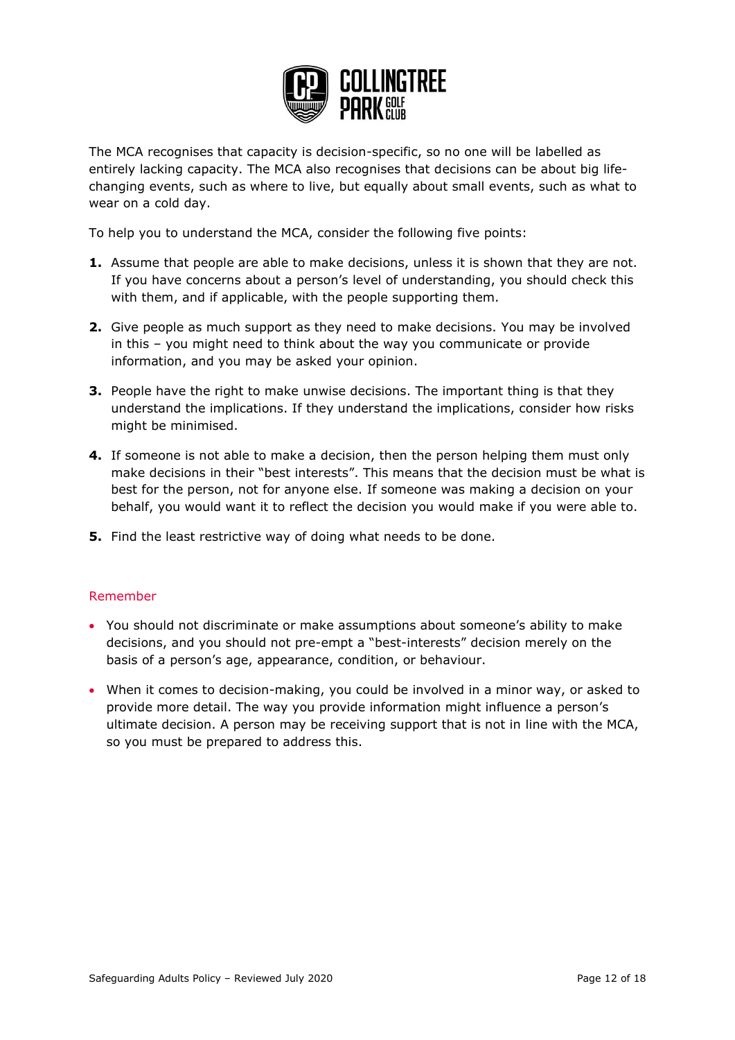The MCA recognises that capacity is decision-specific, so no one will be labelled as entirely lacking capacity. The MCA also recognises that decisions can be about big life-changing events, such as where to live, but equally about small events, such as what to wear on a cold day.

To help you to understand the MCA, consider the following five points:

1. Assume that people are able to make decisions, unless it is shown that they are not. If you have concerns about a person's level of understanding, you should check this with them, and if applicable, with the people supporting them.

2. Give people as much support as they need to make decisions. You may be involved in this – you might need to think about the way you communicate or provide information, and you may be asked your opinion.

3. People have the right to make unwise decisions. The important thing is that they understand the implications. If they understand the implications, consider how risks might be minimised.

4. If someone is not able to make a decision, then the person helping them must only make decisions in their "best interests". This means that the decision must be what is best for the person, not for anyone else. If someone was making a decision on your behalf, you would want it to reflect the decision you would make if you were able to.

5. Find the least restrictive way of doing what needs to be done.

### Remember

- You should not discriminate or make assumptions about someone's ability to make decisions, and you should not pre-empt a "best-interests" decision merely on the basis of a person's age, appearance, condition, or behaviour.

- When it comes to decision-making, you could be involved in a minor way, or asked to provide more detail. The way you provide information might influence a person's ultimate decision. A person may be receiving support that is not in line with the MCA, so you must be prepared to address this.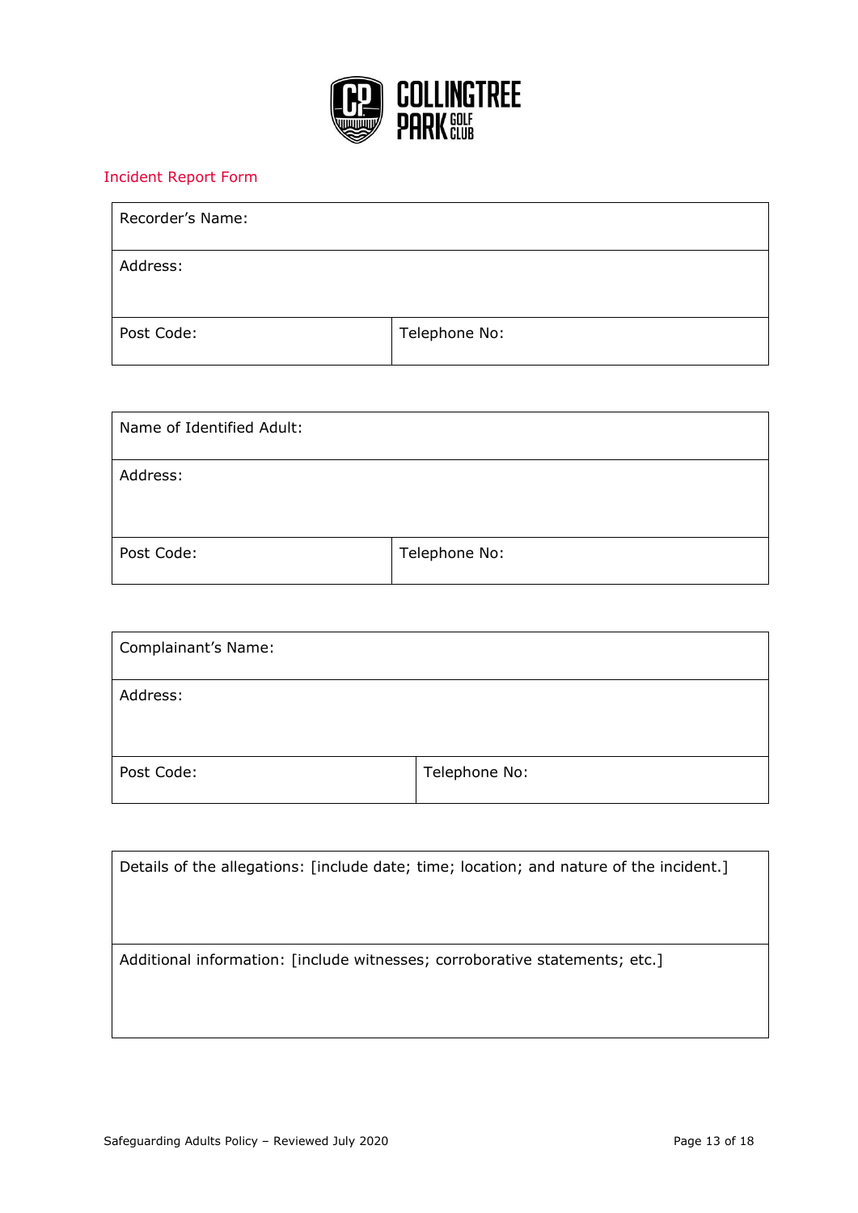## Incident Report Form

| Recorder's Name: | |
|---|---|
| Address: | |
| Post Code: | Telephone No: |

| Name of Identified Adult: | |
|---|---|
| Address: | |
| Post Code: | Telephone No: |

| Complainant's Name: | |
|---|---|
| Address: | |
| Post Code: | Telephone No: |

| Details of the allegations: [include date; time; location; and nature of the incident.] |
|---|
| Additional information: [include witnesses; corroborative statements; etc.] |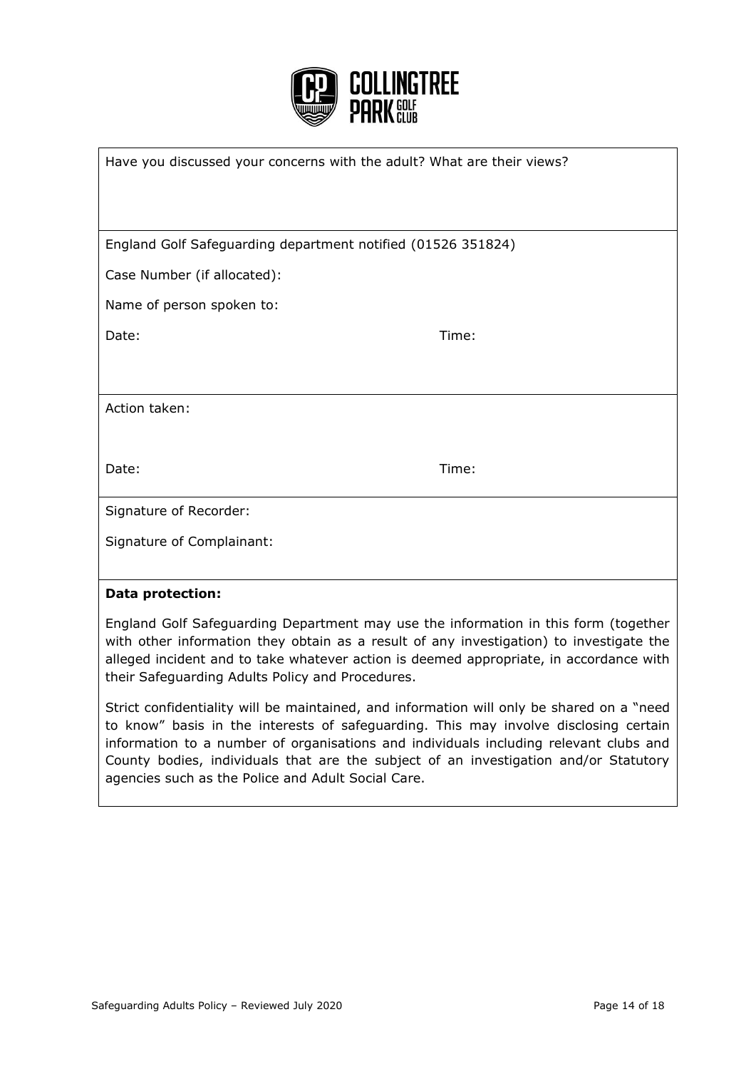Have you discussed your concerns with the adult? What are their views?

England Golf Safeguarding department notified (01526 351824)

Case Number (if allocated):

Name of person spoken to:

Date: Time:

Action taken:

Date: Time:

Signature of Recorder:

Signature of Complainant:

**Data protection:**

England Golf Safeguarding Department may use the information in this form (together with other information they obtain as a result of any investigation) to investigate the alleged incident and to take whatever action is deemed appropriate, in accordance with their Safeguarding Adults Policy and Procedures.

Strict confidentiality will be maintained, and information will only be shared on a "need to know" basis in the interests of safeguarding. This may involve disclosing certain information to a number of organisations and individuals including relevant clubs and County bodies, individuals that are the subject of an investigation and/or Statutory agencies such as the Police and Adult Social Care.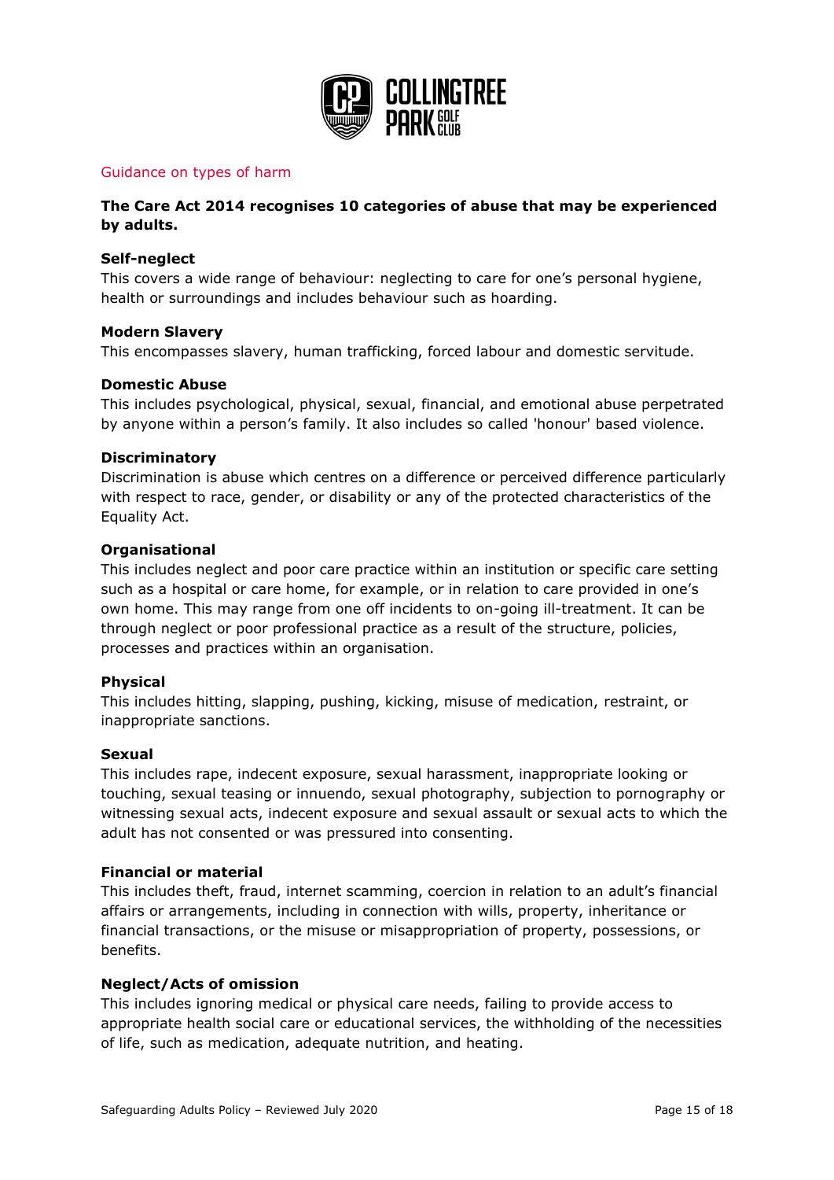## Guidance on types of harm

**The Care Act 2014 recognises 10 categories of abuse that may be experienced by adults.**

**Self-neglect**
This covers a wide range of behaviour: neglecting to care for one's personal hygiene, health or surroundings and includes behaviour such as hoarding.

**Modern Slavery**
This encompasses slavery, human trafficking, forced labour and domestic servitude.

**Domestic Abuse**
This includes psychological, physical, sexual, financial, and emotional abuse perpetrated by anyone within a person's family. It also includes so called 'honour' based violence.

**Discriminatory**
Discrimination is abuse which centres on a difference or perceived difference particularly with respect to race, gender, or disability or any of the protected characteristics of the Equality Act.

**Organisational**
This includes neglect and poor care practice within an institution or specific care setting such as a hospital or care home, for example, or in relation to care provided in one's own home. This may range from one off incidents to on-going ill-treatment. It can be through neglect or poor professional practice as a result of the structure, policies, processes and practices within an organisation.

**Physical**
This includes hitting, slapping, pushing, kicking, misuse of medication, restraint, or inappropriate sanctions.

**Sexual**
This includes rape, indecent exposure, sexual harassment, inappropriate looking or touching, sexual teasing or innuendo, sexual photography, subjection to pornography or witnessing sexual acts, indecent exposure and sexual assault or sexual acts to which the adult has not consented or was pressured into consenting.

**Financial or material**
This includes theft, fraud, internet scamming, coercion in relation to an adult's financial affairs or arrangements, including in connection with wills, property, inheritance or financial transactions, or the misuse or misappropriation of property, possessions, or benefits.

**Neglect/Acts of omission**
This includes ignoring medical or physical care needs, failing to provide access to appropriate health social care or educational services, the withholding of the necessities of life, such as medication, adequate nutrition, and heating.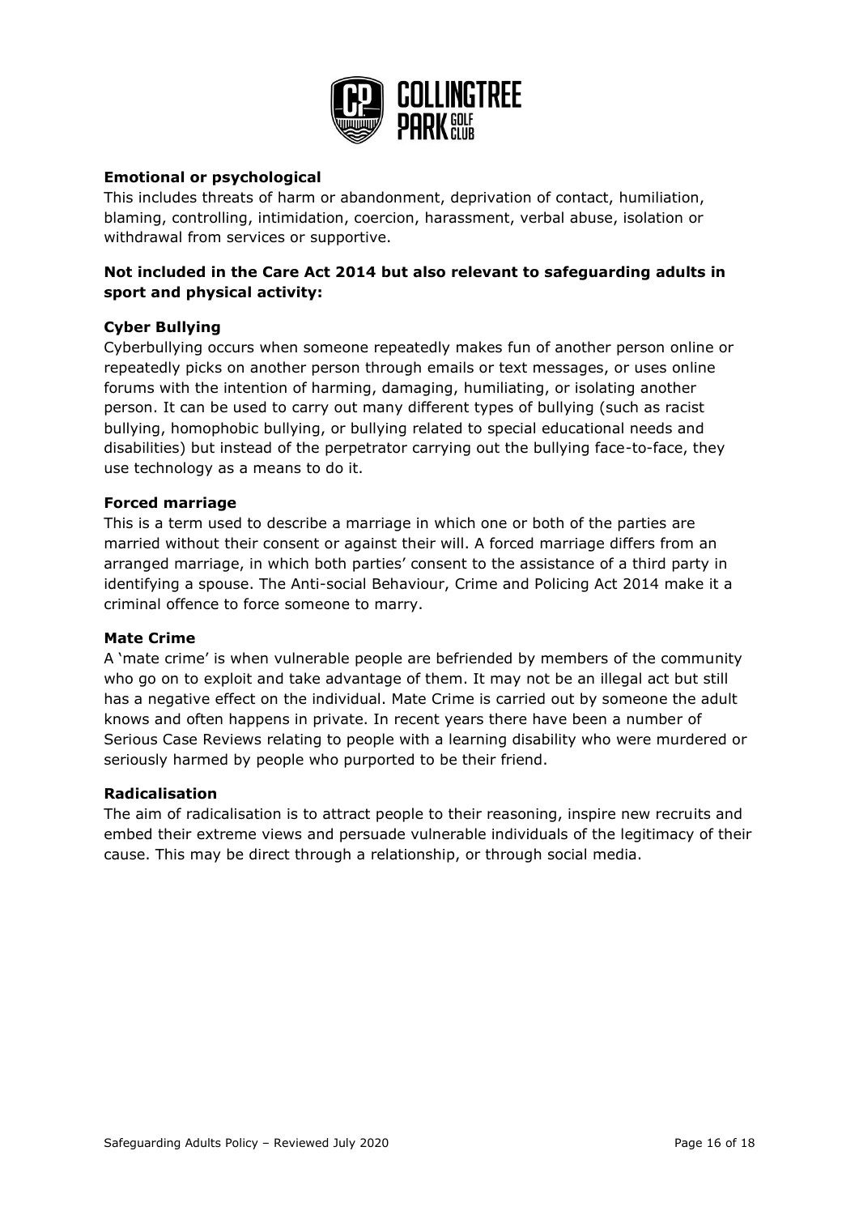**Emotional or psychological**

This includes threats of harm or abandonment, deprivation of contact, humiliation, blaming, controlling, intimidation, coercion, harassment, verbal abuse, isolation or withdrawal from services or supportive.

**Not included in the Care Act 2014 but also relevant to safeguarding adults in sport and physical activity:**

**Cyber Bullying**

Cyberbullying occurs when someone repeatedly makes fun of another person online or repeatedly picks on another person through emails or text messages, or uses online forums with the intention of harming, damaging, humiliating, or isolating another person. It can be used to carry out many different types of bullying (such as racist bullying, homophobic bullying, or bullying related to special educational needs and disabilities) but instead of the perpetrator carrying out the bullying face-to-face, they use technology as a means to do it.

**Forced marriage**

This is a term used to describe a marriage in which one or both of the parties are married without their consent or against their will. A forced marriage differs from an arranged marriage, in which both parties' consent to the assistance of a third party in identifying a spouse. The Anti-social Behaviour, Crime and Policing Act 2014 make it a criminal offence to force someone to marry.

**Mate Crime**

A 'mate crime' is when vulnerable people are befriended by members of the community who go on to exploit and take advantage of them. It may not be an illegal act but still has a negative effect on the individual. Mate Crime is carried out by someone the adult knows and often happens in private. In recent years there have been a number of Serious Case Reviews relating to people with a learning disability who were murdered or seriously harmed by people who purported to be their friend.

**Radicalisation**

The aim of radicalisation is to attract people to their reasoning, inspire new recruits and embed their extreme views and persuade vulnerable individuals of the legitimacy of their cause. This may be direct through a relationship, or through social media.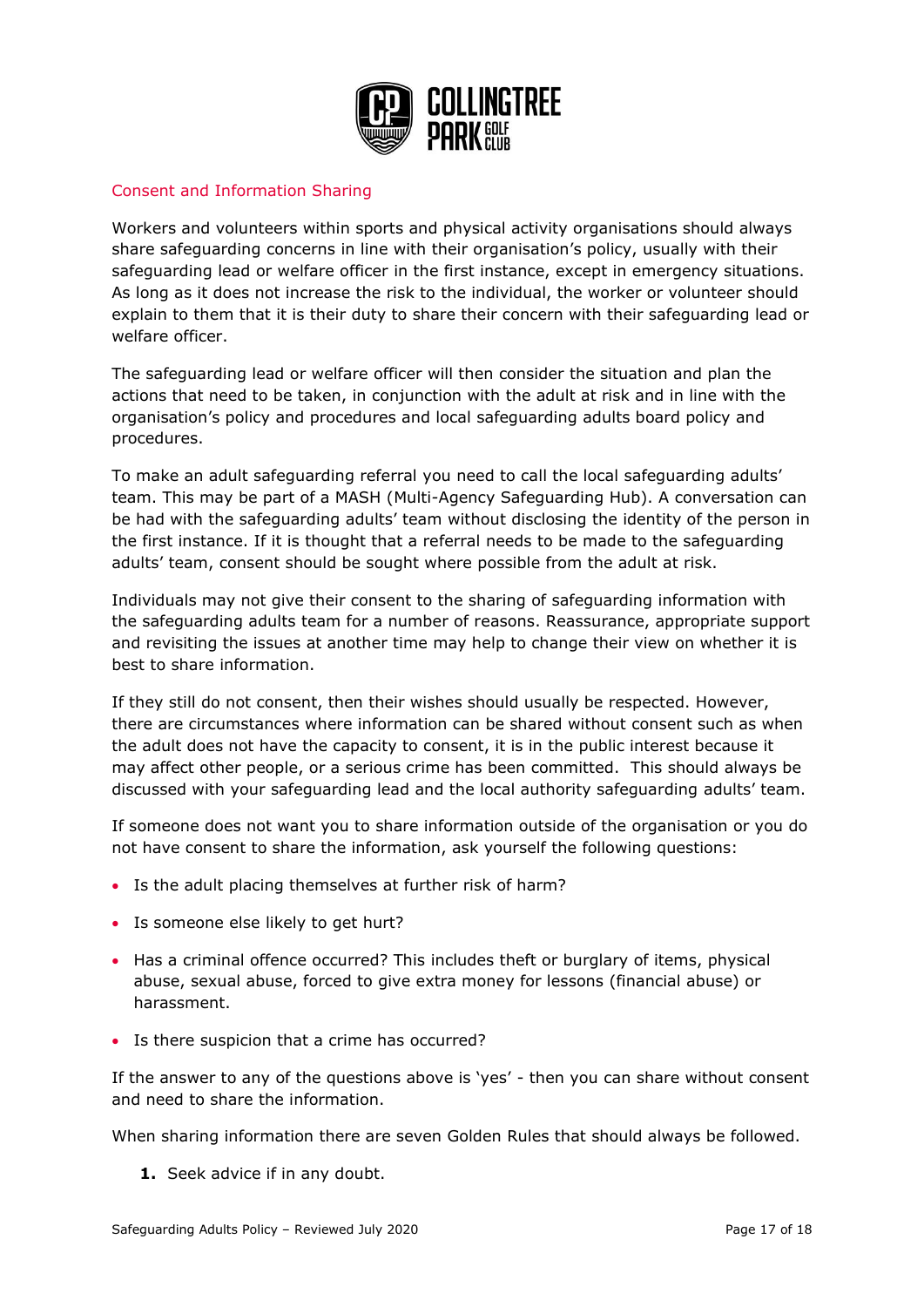## Consent and Information Sharing

Workers and volunteers within sports and physical activity organisations should always share safeguarding concerns in line with their organisation's policy, usually with their safeguarding lead or welfare officer in the first instance, except in emergency situations. As long as it does not increase the risk to the individual, the worker or volunteer should explain to them that it is their duty to share their concern with their safeguarding lead or welfare officer.

The safeguarding lead or welfare officer will then consider the situation and plan the actions that need to be taken, in conjunction with the adult at risk and in line with the organisation's policy and procedures and local safeguarding adults board policy and procedures.

To make an adult safeguarding referral you need to call the local safeguarding adults' team. This may be part of a MASH (Multi-Agency Safeguarding Hub). A conversation can be had with the safeguarding adults' team without disclosing the identity of the person in the first instance. If it is thought that a referral needs to be made to the safeguarding adults' team, consent should be sought where possible from the adult at risk.

Individuals may not give their consent to the sharing of safeguarding information with the safeguarding adults team for a number of reasons. Reassurance, appropriate support and revisiting the issues at another time may help to change their view on whether it is best to share information.

If they still do not consent, then their wishes should usually be respected. However, there are circumstances where information can be shared without consent such as when the adult does not have the capacity to consent, it is in the public interest because it may affect other people, or a serious crime has been committed. This should always be discussed with your safeguarding lead and the local authority safeguarding adults' team.

If someone does not want you to share information outside of the organisation or you do not have consent to share the information, ask yourself the following questions:

- Is the adult placing themselves at further risk of harm?
- Is someone else likely to get hurt?
- Has a criminal offence occurred? This includes theft or burglary of items, physical abuse, sexual abuse, forced to give extra money for lessons (financial abuse) or harassment.
- Is there suspicion that a crime has occurred?

If the answer to any of the questions above is 'yes' - then you can share without consent and need to share the information.

When sharing information there are seven Golden Rules that should always be followed.

1. Seek advice if in any doubt.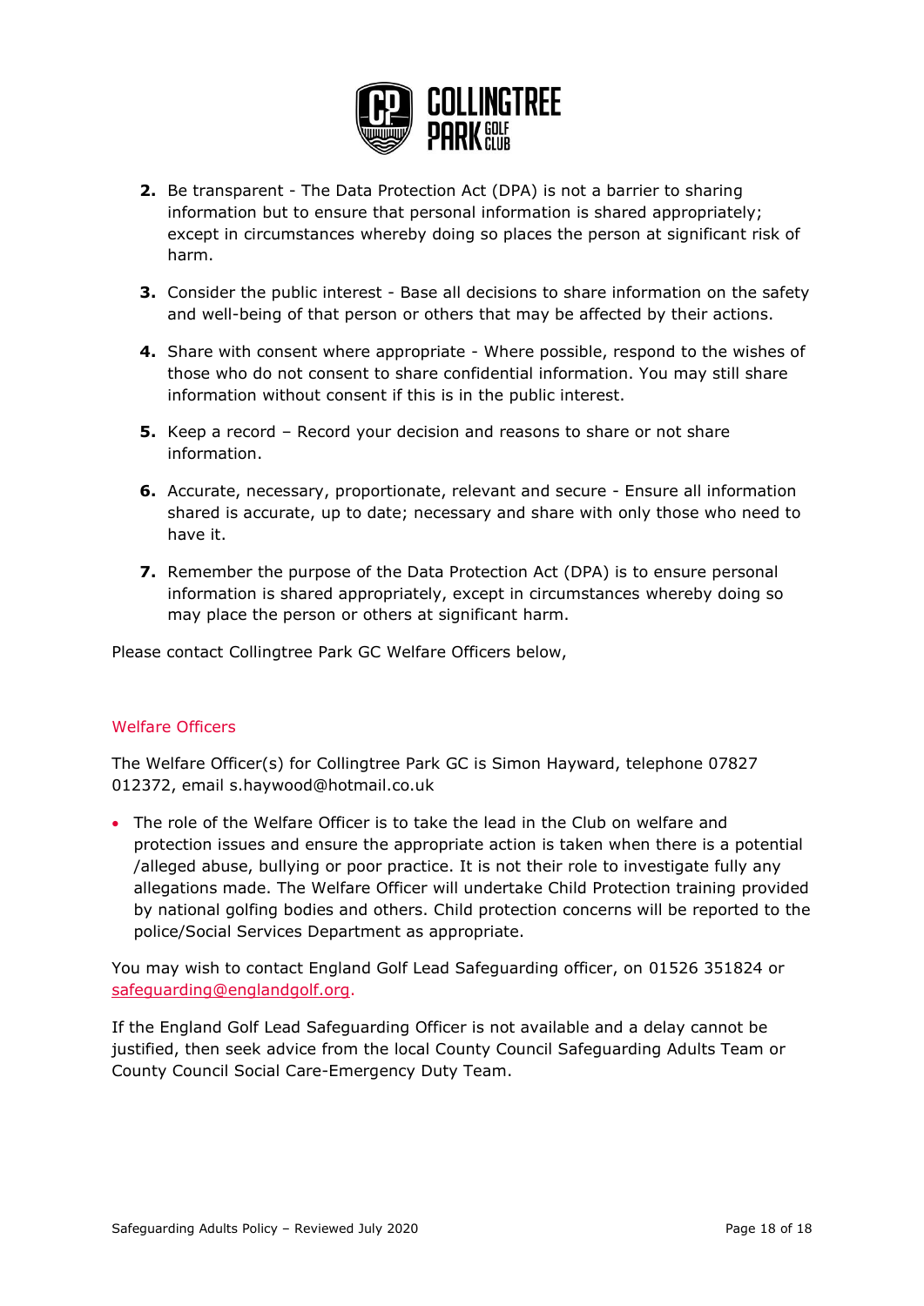2. Be transparent - The Data Protection Act (DPA) is not a barrier to sharing information but to ensure that personal information is shared appropriately; except in circumstances whereby doing so places the person at significant risk of harm.

3. Consider the public interest - Base all decisions to share information on the safety and well-being of that person or others that may be affected by their actions.

4. Share with consent where appropriate - Where possible, respond to the wishes of those who do not consent to share confidential information. You may still share information without consent if this is in the public interest.

5. Keep a record – Record your decision and reasons to share or not share information.

6. Accurate, necessary, proportionate, relevant and secure - Ensure all information shared is accurate, up to date; necessary and share with only those who need to have it.

7. Remember the purpose of the Data Protection Act (DPA) is to ensure personal information is shared appropriately, except in circumstances whereby doing so may place the person or others at significant harm.

Please contact Collingtree Park GC Welfare Officers below,

## Welfare Officers

The Welfare Officer(s) for Collingtree Park GC is Simon Hayward, telephone 07827 012372, email s.haywood@hotmail.co.uk

- The role of the Welfare Officer is to take the lead in the Club on welfare and protection issues and ensure the appropriate action is taken when there is a potential /alleged abuse, bullying or poor practice. It is not their role to investigate fully any allegations made. The Welfare Officer will undertake Child Protection training provided by national golfing bodies and others. Child protection concerns will be reported to the police/Social Services Department as appropriate.

You may wish to contact England Golf Lead Safeguarding officer, on 01526 351824 or safeguarding@englandgolf.org.

If the England Golf Lead Safeguarding Officer is not available and a delay cannot be justified, then seek advice from the local County Council Safeguarding Adults Team or County Council Social Care-Emergency Duty Team.